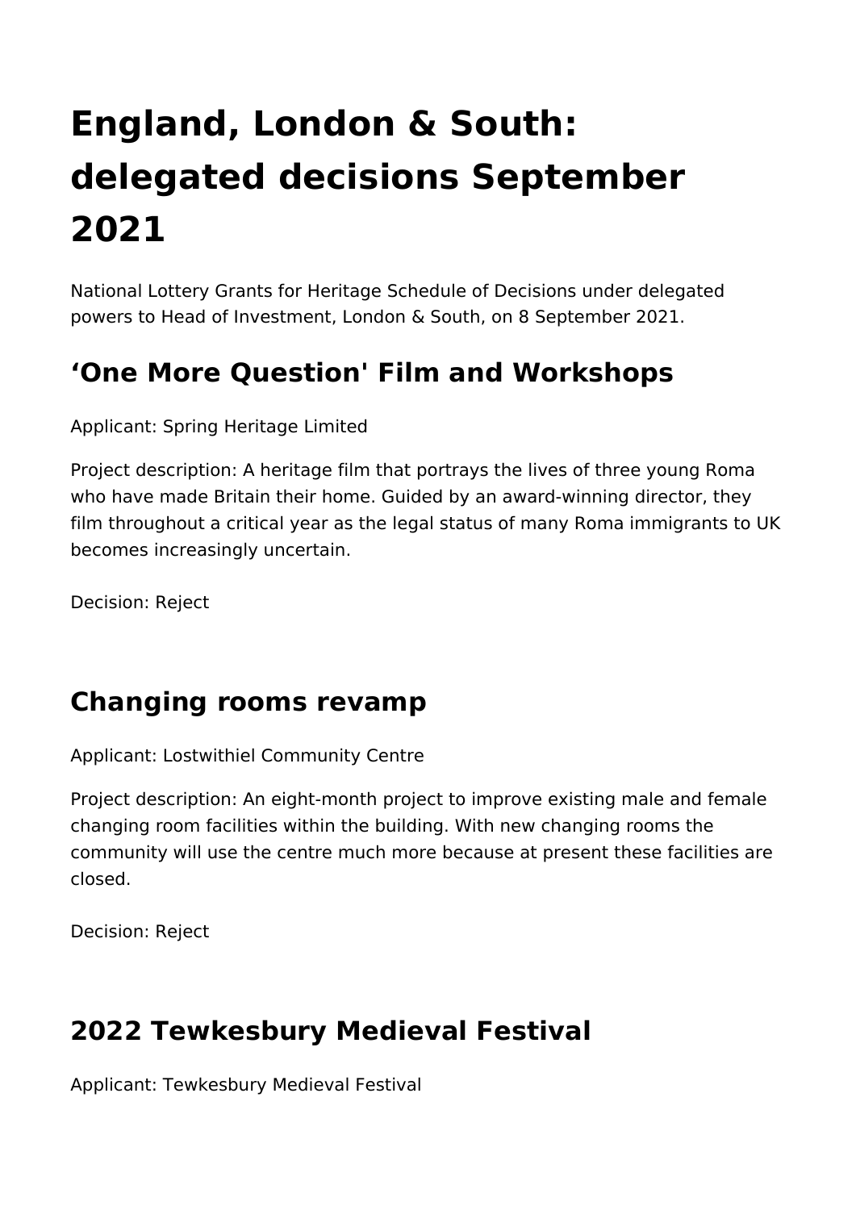# England, London & South: delegated decisions September 2021

National Lottery Grants for Heritage Schedule of Decisions under delegated powers to Head of Investment, London & South, on 8 September 2021.

## ‘One More Question' Film and Workshops

Applicant: Spring Heritage Limited

Project description: A heritage film that portrays the lives of three young Roma who have made Britain their home. Guided by an award-winning director, they film throughout a critical year as the legal status of many Roma immigrants to UK becomes increasingly uncertain.

Decision: Reject

## Changing rooms revamp

Applicant: Lostwithiel Community Centre

Project description: An eight-month project to improve existing male and female changing room facilities within the building. With new changing rooms the community will use the centre much more because at present these facilities are closed.

Decision: Reject

## 2022 Tewkesbury Medieval Festival

Applicant: Tewkesbury Medieval Festival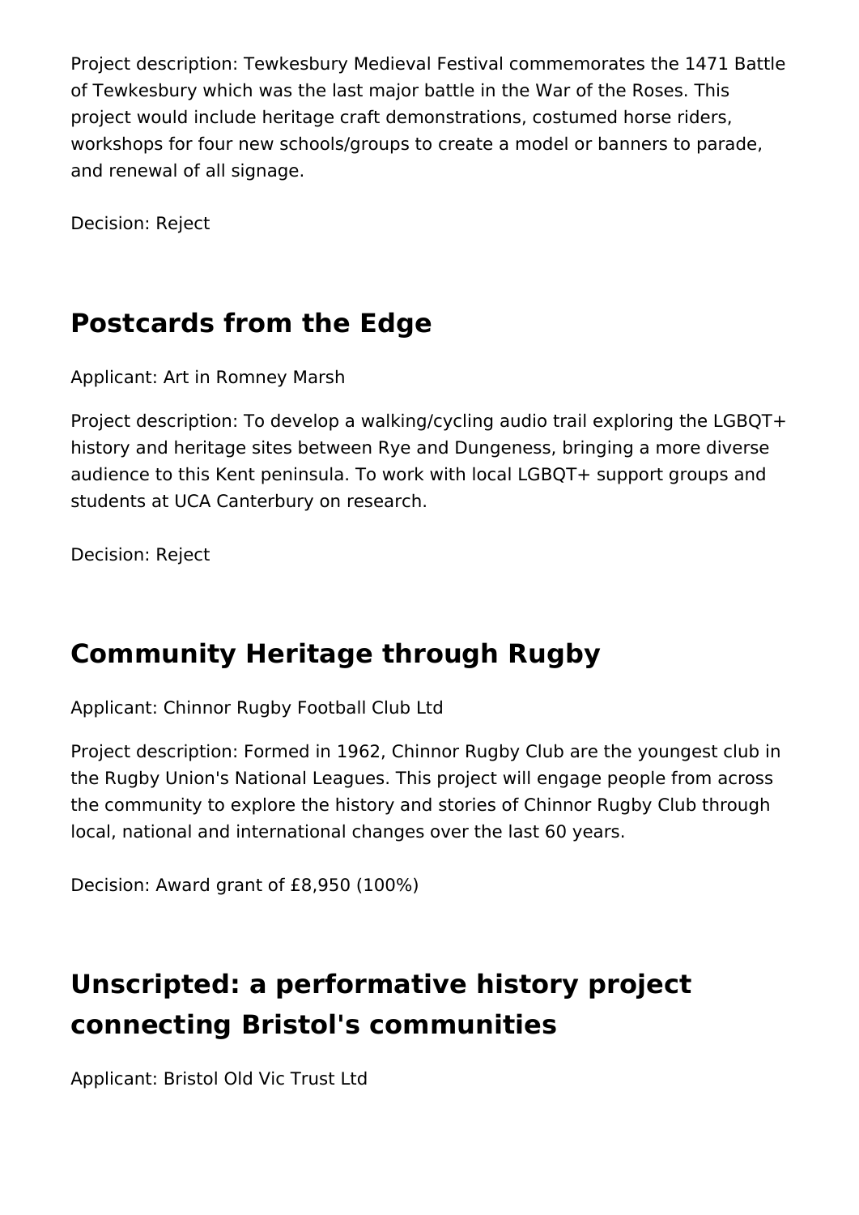Project description: Tewkesbury Medieval Festival commemorates the 1471 Battle of Tewkesbury which was the last major battle in the War of the Roses. This project would include heritage craft demonstrations, costumed horse riders, workshops for four new schools/groups to create a model or banners to parade, and renewal of all signage.

Decision: Reject

## Postcards from the Edge

Applicant: Art in Romney Marsh

Project description: To develop a walking/cycling audio trail exploring the LGBQT+ history and heritage sites between Rye and Dungeness, bringing a more diverse audience to this Kent peninsula. To work with local LGBQT+ support groups and students at UCA Canterbury on research.

Decision: Reject

## Community Heritage through Rugby

Applicant: Chinnor Rugby Football Club Ltd

Project description: Formed in 1962, Chinnor Rugby Club are the youngest club in the Rugby Union's National Leagues. This project will engage people from across the community to explore the history and stories of Chinnor Rugby Club through local, national and international changes over the last 60 years.

Decision: Award grant of £8,950 (100%)

## Unscripted: a performative history project connecting Bristol's communities

Applicant: Bristol Old Vic Trust Ltd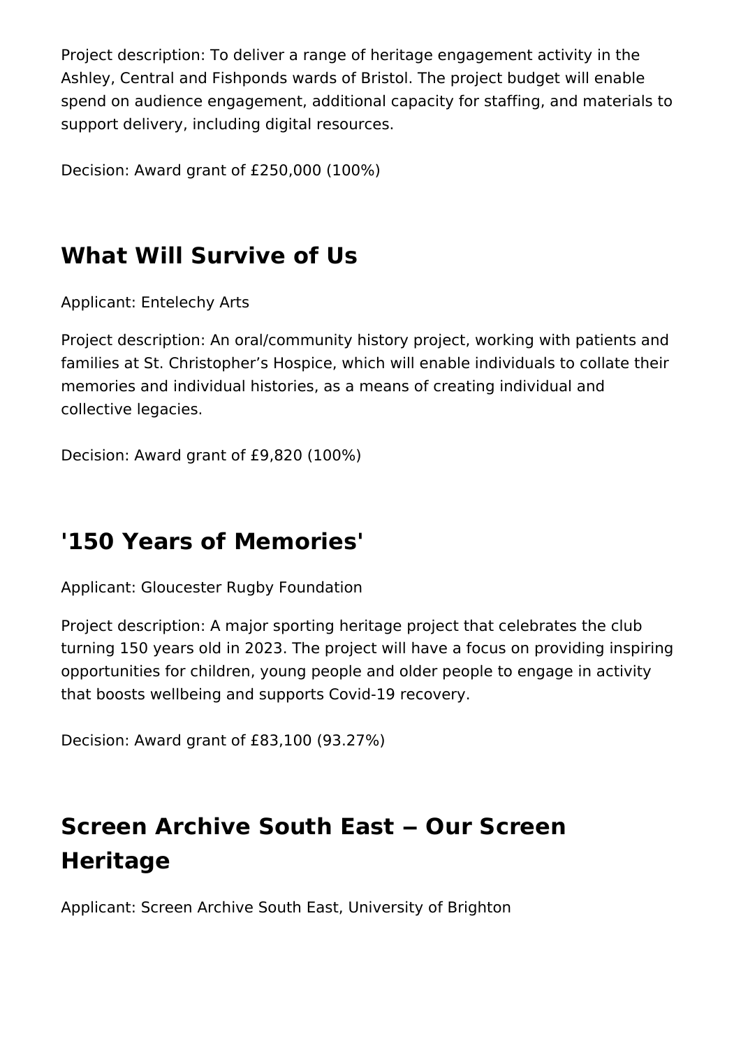Project description: To deliver a range of heritage engagement activity in the Ashley, Central and Fishponds wards of Bristol. The project budget will enable spend on audience engagement, additional capacity for staffing, and materials to support delivery, including digital resources.

Decision: Award grant of £250,000 (100%)

## What Will Survive of Us

Applicant: Entelechy Arts

Project description: An oral/community history project, working with patients and families at St. Christopher's Hospice, which will enable individuals to collate their memories and individual histories, as a means of creating individual and collective legacies.

Decision: Award grant of £9,820 (100%)

## '150 Years of Memories'

Applicant: Gloucester Rugby Foundation

Project description: A major sporting heritage project that celebrates the club turning 150 years old in 2023. The project will have a focus on providing inspiring opportunities for children, young people and older people to engage in activity that boosts wellbeing and supports Covid-19 recovery.

Decision: Award grant of £83,100 (93.27%)

## Screen Archive South East ‒ Our Screen Heritage

Applicant: Screen Archive South East, University of Brighton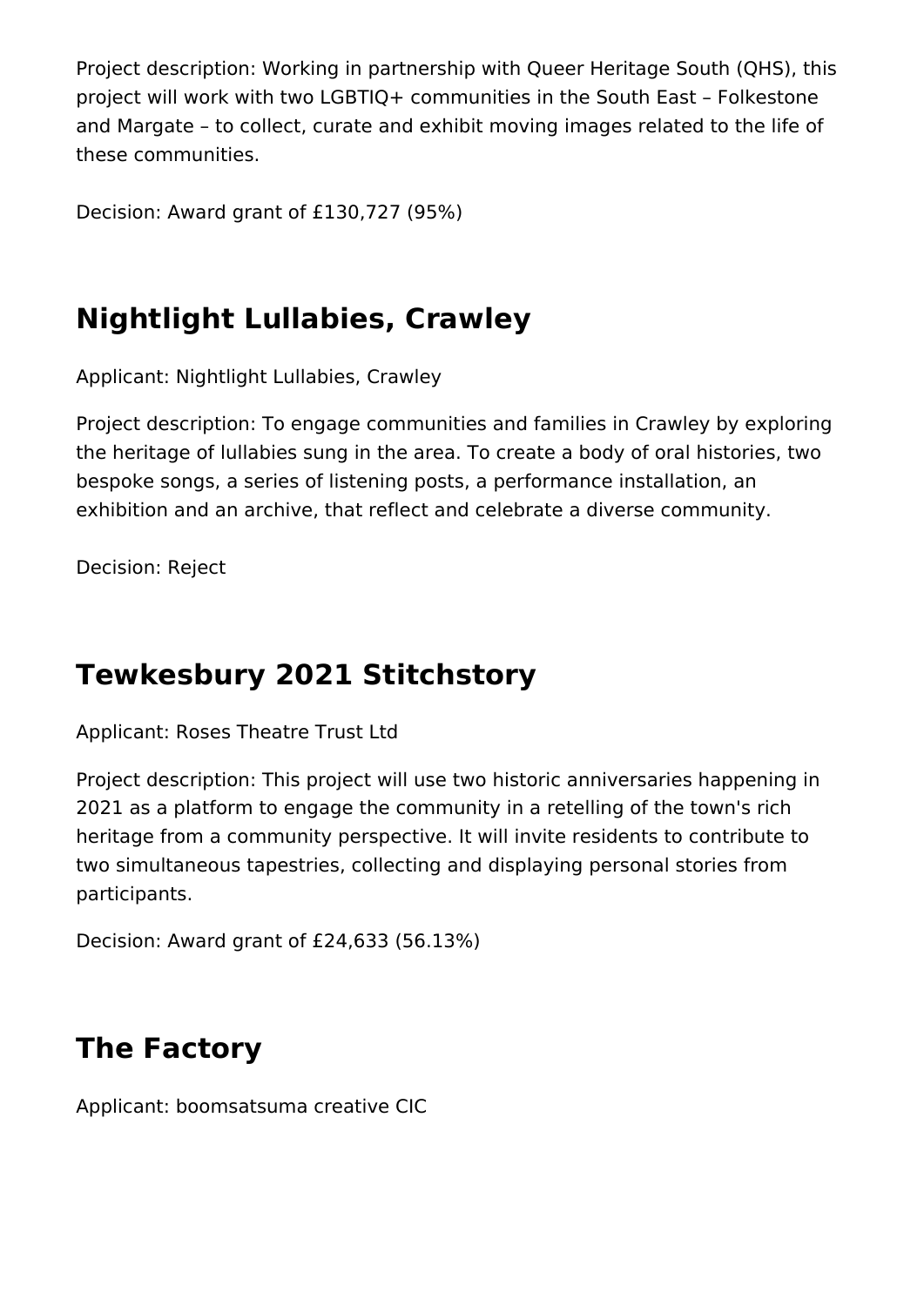Project description: Working in partnership with Queer Heritage South (QHS), this project will work with two LGBTIQ+ communities in the South East – Folkestone and Margate – to collect, curate and exhibit moving images related to the life of these communities.

Decision: Award grant of £130,727 (95%)

## Nightlight Lullabies, Crawley

Applicant: Nightlight Lullabies, Crawley

Project description: To engage communities and families in Crawley by exploring the heritage of lullabies sung in the area. To create a body of oral histories, two bespoke songs, a series of listening posts, a performance installation, an exhibition and an archive, that reflect and celebrate a diverse community.

Decision: Reject

## Tewkesbury 2021 Stitchstory

Applicant: Roses Theatre Trust Ltd

Project description: This project will use two historic anniversaries happening in 2021 as a platform to engage the community in a retelling of the town's rich heritage from a community perspective. It will invite residents to contribute to two simultaneous tapestries, collecting and displaying personal stories from participants.

Decision: Award grant of £24,633 (56.13%)

## The Factory

Applicant: boomsatsuma creative CIC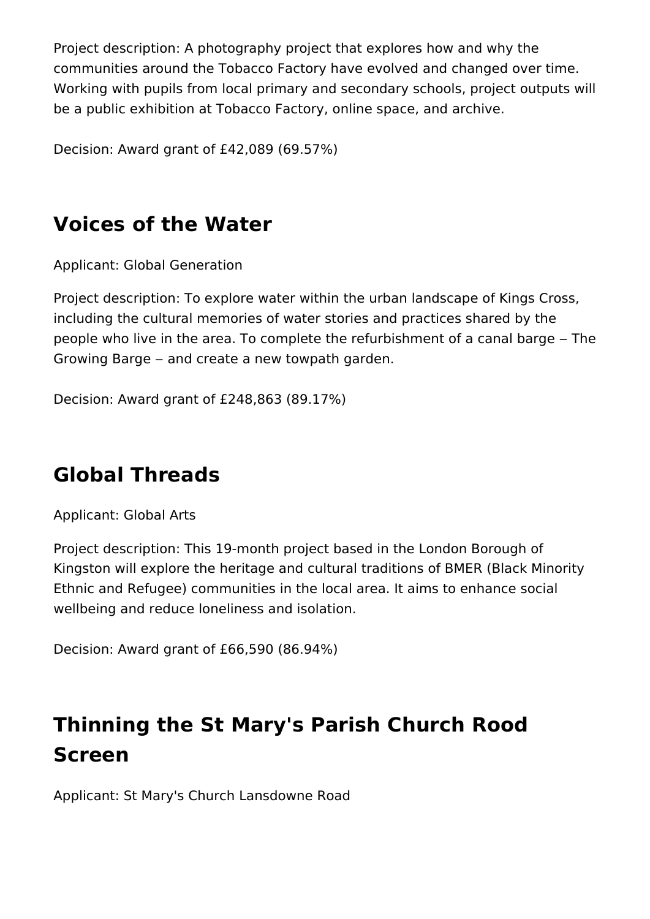Project description: A photography project that explores how and why the communities around the Tobacco Factory have evolved and changed over time. Working with pupils from local primary and secondary schools, project outputs will be a public exhibition at Tobacco Factory, online space, and archive.

Decision: Award grant of £42,089 (69.57%)

## Voices of the Water

Applicant: Global Generation

Project description: To explore water within the urban landscape of Kings Cross, including the cultural memories of water stories and practices shared by the people who live in the area. To complete the refurbishment of a canal barge ‒ The Growing Barge ‒ and create a new towpath garden.

Decision: Award grant of £248,863 (89.17%)

## Global Threads

Applicant: Global Arts

Project description: This 19-month project based in the London Borough of Kingston will explore the heritage and cultural traditions of BMER (Black Minority Ethnic and Refugee) communities in the local area. It aims to enhance social wellbeing and reduce loneliness and isolation.

Decision: Award grant of £66,590 (86.94%)

## Thinning the St Mary's Parish Church Rood Screen

Applicant: St Mary's Church Lansdowne Road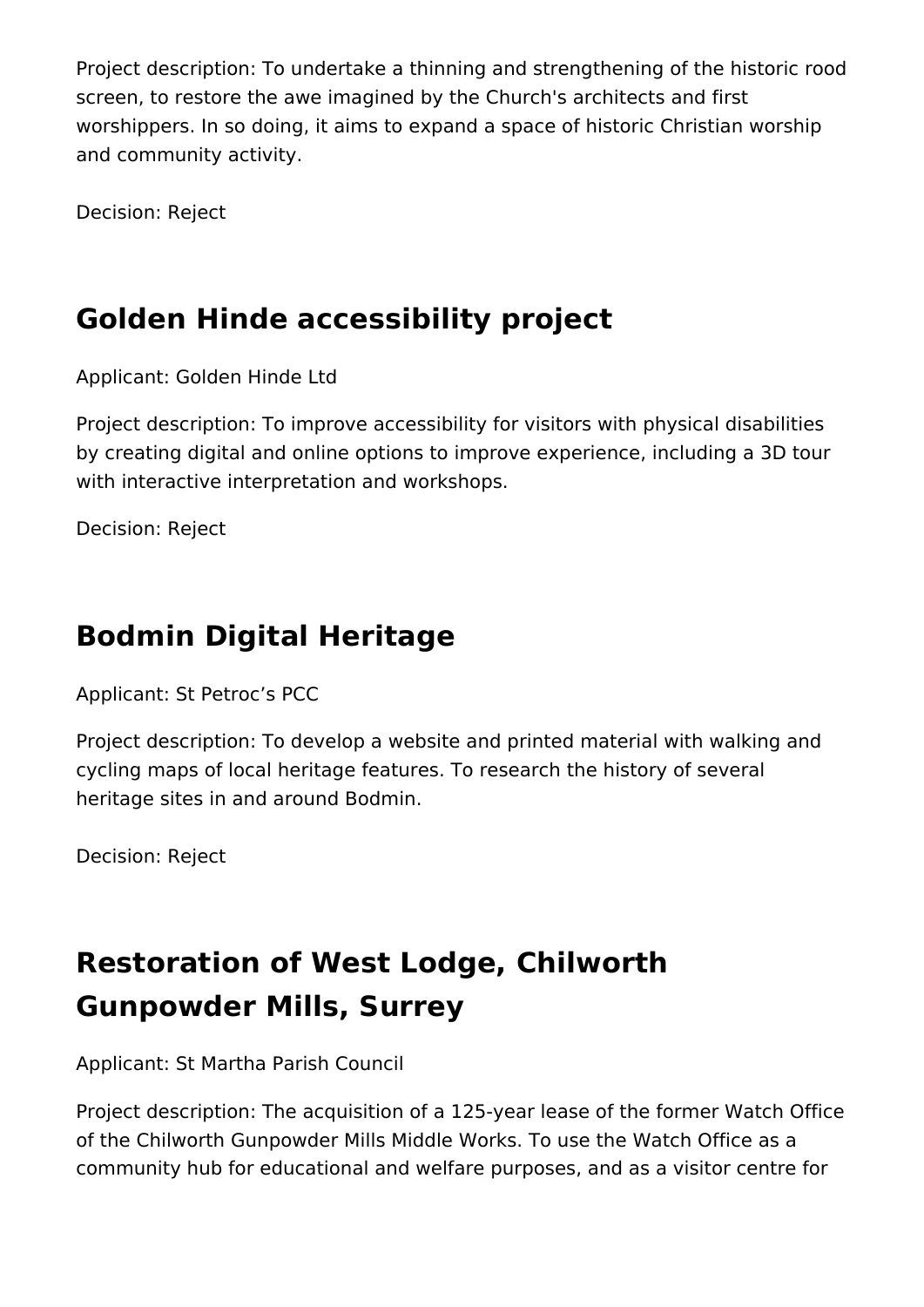Project description: To undertake a thinning and strengthening of the historic rood screen, to restore the awe imagined by the Church's architects and first worshippers. In so doing, it aims to expand a space of historic Christian worship and community activity.

Decision: Reject

## Golden Hinde accessibility project

Applicant: Golden Hinde Ltd

Project description: To improve accessibility for visitors with physical disabilities by creating digital and online options to improve experience, including a 3D tour with interactive interpretation and workshops.

Decision: Reject

## Bodmin Digital Heritage

Applicant: St Petroc's PCC

Project description: To develop a website and printed material with walking and cycling maps of local heritage features. To research the history of several heritage sites in and around Bodmin.

Decision: Reject

## Restoration of West Lodge, Chilworth Gunpowder Mills, Surrey

Applicant: St Martha Parish Council

Project description: The acquisition of a 125-year lease of the former Watch Office of the Chilworth Gunpowder Mills Middle Works. To use the Watch Office as a community hub for educational and welfare purposes, and as a visitor centre for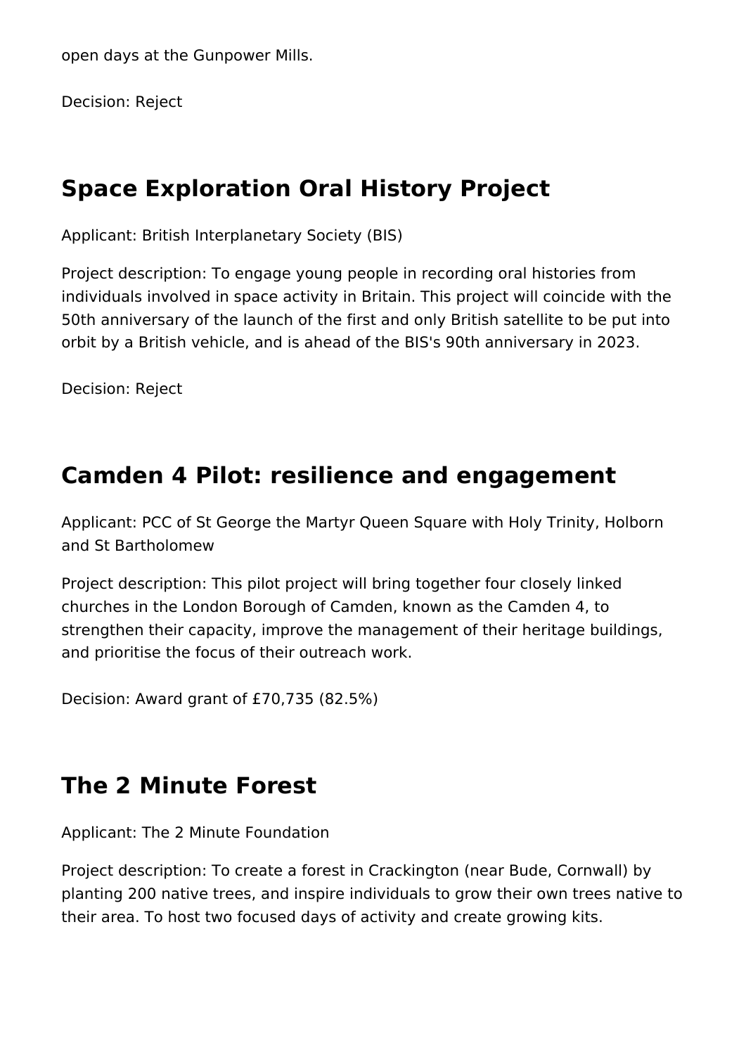open days at the Gunpower Mills.

Decision: Reject

## Space Exploration Oral History Project

Applicant: British Interplanetary Society (BIS)

Project description: To engage young people in recording oral histories from individuals involved in space activity in Britain. This project will coincide with the 50th anniversary of the launch of the first and only British satellite to be put into orbit by a British vehicle, and is ahead of the BIS's 90th anniversary in 2023.

Decision: Reject

## Camden 4 Pilot: resilience and engagement

Applicant: PCC of St George the Martyr Queen Square with Holy Trinity, Holborn and St Bartholomew

Project description: This pilot project will bring together four closely linked churches in the London Borough of Camden, known as the Camden 4, to strengthen their capacity, improve the management of their heritage buildings, and prioritise the focus of their outreach work.

Decision: Award grant of £70,735 (82.5%)

## The 2 Minute Forest

Applicant: The 2 Minute Foundation

Project description: To create a forest in Crackington (near Bude, Cornwall) by planting 200 native trees, and inspire individuals to grow their own trees native to their area. To host two focused days of activity and create growing kits.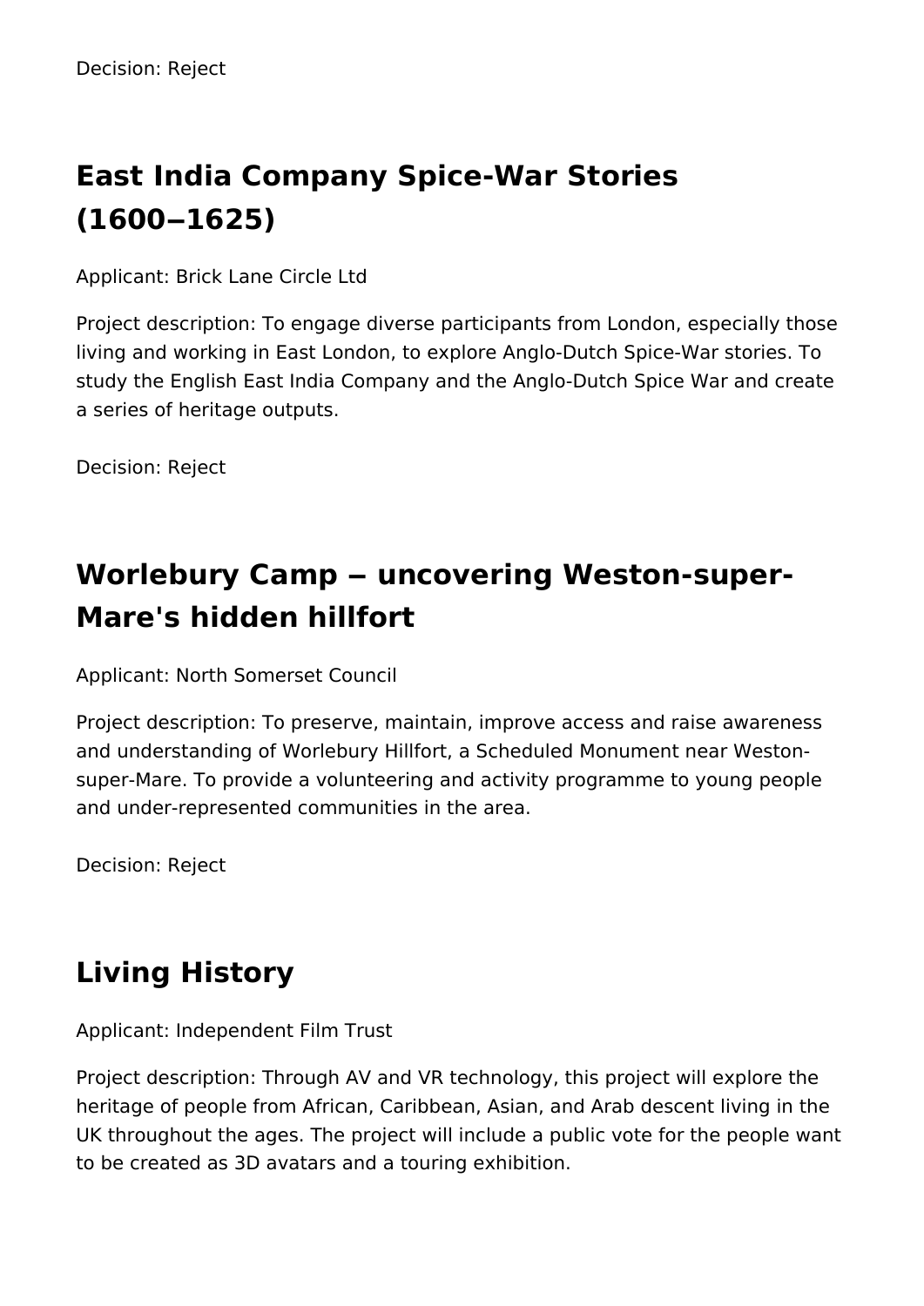Decision: Reject

## East India Company Spice-War Stories (1600‒1625)

Applicant: Brick Lane Circle Ltd

Project description: To engage diverse participants from London, especially those living and working in East London, to explore Anglo-Dutch Spice-War stories. To study the English East India Company and the Anglo-Dutch Spice War and create a series of heritage outputs.

Decision: Reject

## Worlebury Camp ‒ uncovering Weston-super-Mare's hidden hillfort

Applicant: North Somerset Council

Project description: To preserve, maintain, improve access and raise awareness and understanding of Worlebury Hillfort, a Scheduled Monument near Weston-super-Mare. To provide a volunteering and activity programme to young people and under-represented communities in the area.

Decision: Reject

## Living History

Applicant: Independent Film Trust

Project description: Through AV and VR technology, this project will explore the heritage of people from African, Caribbean, Asian, and Arab descent living in the UK throughout the ages. The project will include a public vote for the people want to be created as 3D avatars and a touring exhibition.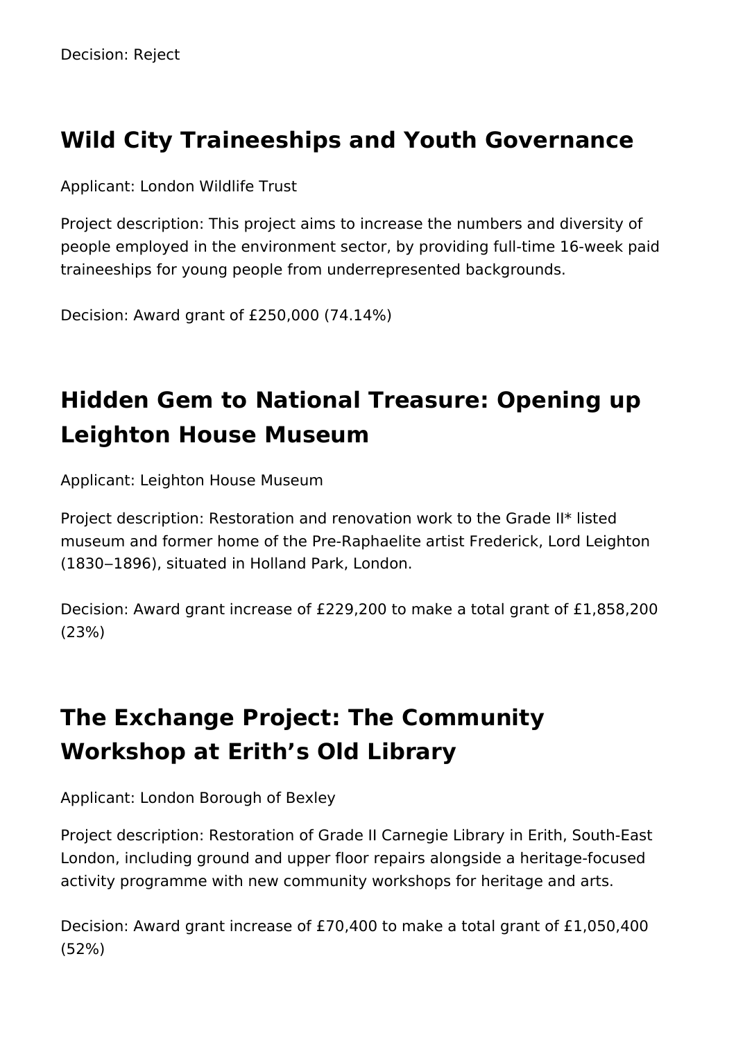Decision: Reject

## Wild City Traineeships and Youth Governance

Applicant: London Wildlife Trust

Project description: This project aims to increase the numbers and diversity of people employed in the environment sector, by providing full-time 16-week paid traineeships for young people from underrepresented backgrounds.

Decision: Award grant of £250,000 (74.14%)

## Hidden Gem to National Treasure: Opening up Leighton House Museum

Applicant: Leighton House Museum

Project description: Restoration and renovation work to the Grade II* listed museum and former home of the Pre-Raphaelite artist Frederick, Lord Leighton (1830‒1896), situated in Holland Park, London.

Decision: Award grant increase of £229,200 to make a total grant of £1,858,200 (23%)

## The Exchange Project: The Community Workshop at Erith's Old Library

Applicant: London Borough of Bexley

Project description: Restoration of Grade II Carnegie Library in Erith, South-East London, including ground and upper floor repairs alongside a heritage-focused activity programme with new community workshops for heritage and arts.

Decision: Award grant increase of £70,400 to make a total grant of £1,050,400 (52%)